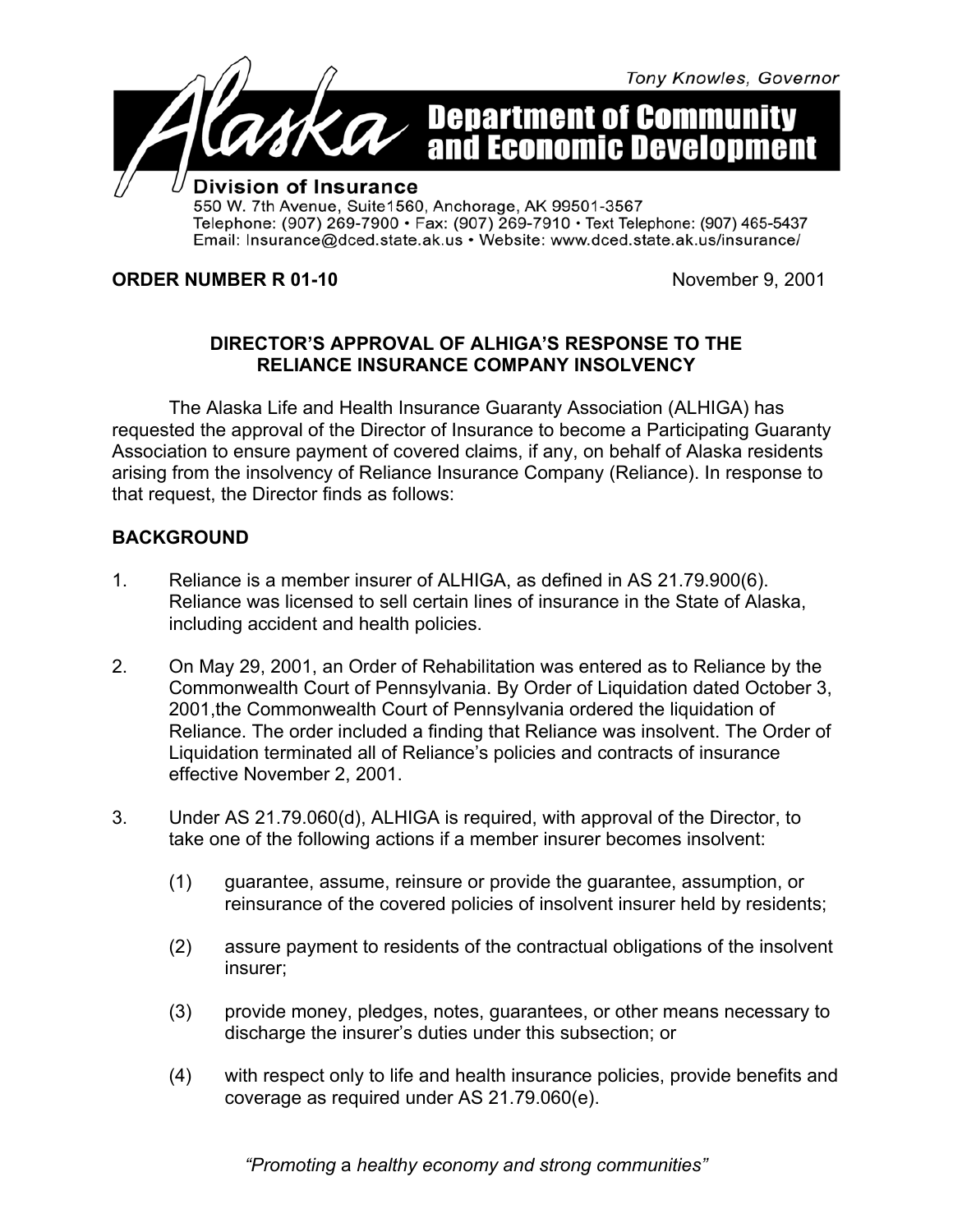Tony Knowles, Governor

# Alaska Department of Community and Economic Development

**Division of Insurance**
550 W. 7th Avenue, Suite1560, Anchorage, AK 99501-3567
Telephone: (907) 269-7900 • Fax: (907) 269-7910 • Text Telephone: (907) 465-5437
Email: Insurance@dced.state.ak.us • Website: www.dced.state.ak.us/insurance/

**ORDER NUMBER R 01-10** November 9, 2001

## DIRECTOR'S APPROVAL OF ALHIGA'S RESPONSE TO THE RELIANCE INSURANCE COMPANY INSOLVENCY

The Alaska Life and Health Insurance Guaranty Association (ALHIGA) has requested the approval of the Director of Insurance to become a Participating Guaranty Association to ensure payment of covered claims, if any, on behalf of Alaska residents arising from the insolvency of Reliance Insurance Company (Reliance). In response to that request, the Director finds as follows:

### BACKGROUND

1. Reliance is a member insurer of ALHIGA, as defined in AS 21.79.900(6). Reliance was licensed to sell certain lines of insurance in the State of Alaska, including accident and health policies.

2. On May 29, 2001, an Order of Rehabilitation was entered as to Reliance by the Commonwealth Court of Pennsylvania. By Order of Liquidation dated October 3, 2001,the Commonwealth Court of Pennsylvania ordered the liquidation of Reliance. The order included a finding that Reliance was insolvent. The Order of Liquidation terminated all of Reliance's policies and contracts of insurance effective November 2, 2001.

3. Under AS 21.79.060(d), ALHIGA is required, with approval of the Director, to take one of the following actions if a member insurer becomes insolvent:

   (1) guarantee, assume, reinsure or provide the guarantee, assumption, or reinsurance of the covered policies of insolvent insurer held by residents;

   (2) assure payment to residents of the contractual obligations of the insolvent insurer;

   (3) provide money, pledges, notes, guarantees, or other means necessary to discharge the insurer's duties under this subsection; or

   (4) with respect only to life and health insurance policies, provide benefits and coverage as required under AS 21.79.060(e).

*"Promoting a healthy economy and strong communities"*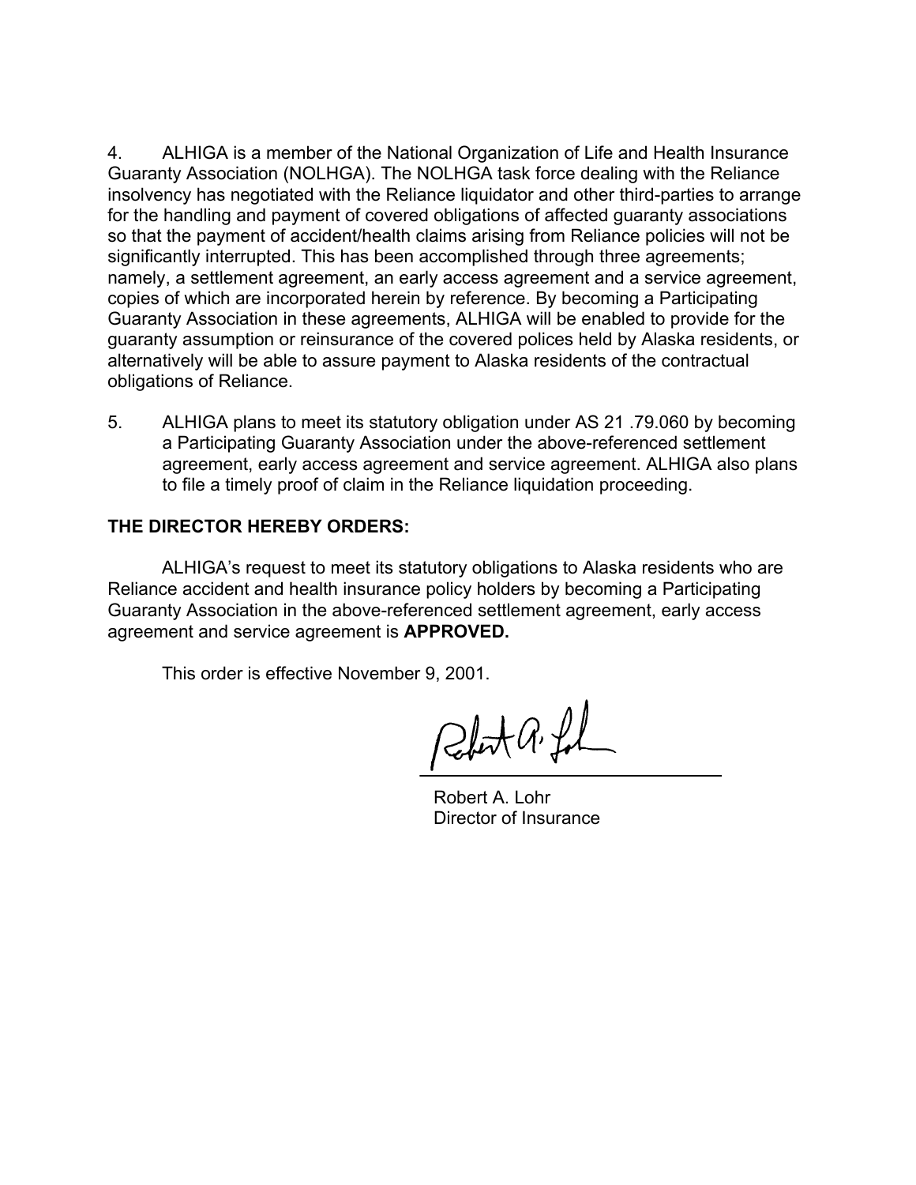4. ALHIGA is a member of the National Organization of Life and Health Insurance Guaranty Association (NOLHGA). The NOLHGA task force dealing with the Reliance insolvency has negotiated with the Reliance liquidator and other third-parties to arrange for the handling and payment of covered obligations of affected guaranty associations so that the payment of accident/health claims arising from Reliance policies will not be significantly interrupted. This has been accomplished through three agreements; namely, a settlement agreement, an early access agreement and a service agreement, copies of which are incorporated herein by reference. By becoming a Participating Guaranty Association in these agreements, ALHIGA will be enabled to provide for the guaranty assumption or reinsurance of the covered polices held by Alaska residents, or alternatively will be able to assure payment to Alaska residents of the contractual obligations of Reliance.

5. ALHIGA plans to meet its statutory obligation under AS 21 .79.060 by becoming a Participating Guaranty Association under the above-referenced settlement agreement, early access agreement and service agreement. ALHIGA also plans to file a timely proof of claim in the Reliance liquidation proceeding.

**THE DIRECTOR HEREBY ORDERS:**

ALHIGA's request to meet its statutory obligations to Alaska residents who are Reliance accident and health insurance policy holders by becoming a Participating Guaranty Association in the above-referenced settlement agreement, early access agreement and service agreement is **APPROVED.**

This order is effective November 9, 2001.

Robert A. Lohr
Director of Insurance